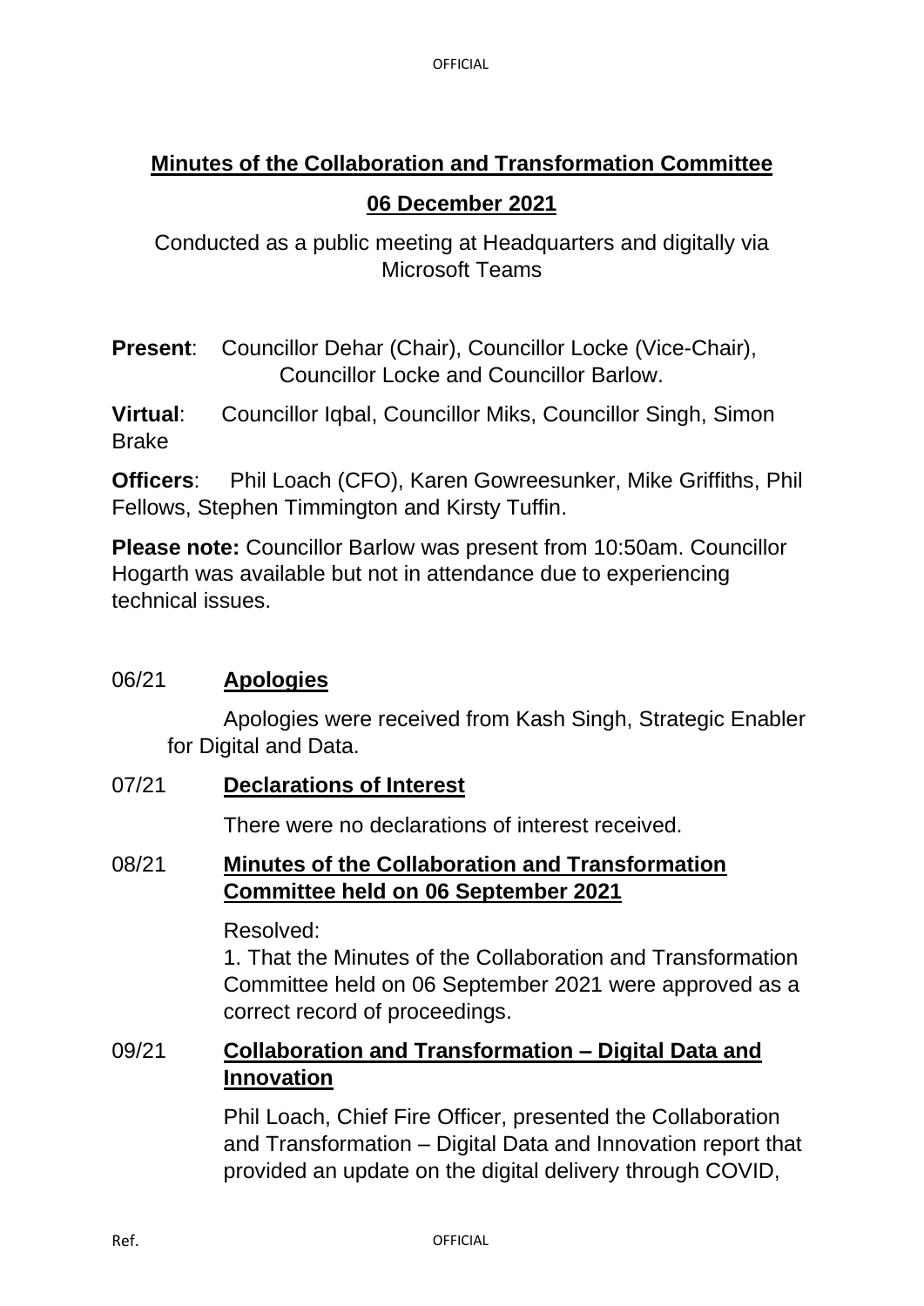## Minutes of the Collaboration and Transformation Committee

## 06 December 2021

Conducted as a public meeting at Headquarters and digitally via Microsoft Teams

**Present**: Councillor Dehar (Chair), Councillor Locke (Vice-Chair), Councillor Locke and Councillor Barlow.

**Virtual**: Councillor Iqbal, Councillor Miks, Councillor Singh, Simon Brake

**Officers**: Phil Loach (CFO), Karen Gowreesunker, Mike Griffiths, Phil Fellows, Stephen Timmington and Kirsty Tuffin.

**Please note:** Councillor Barlow was present from 10:50am. Councillor Hogarth was available but not in attendance due to experiencing technical issues.

06/21 **Apologies**

Apologies were received from Kash Singh, Strategic Enabler for Digital and Data.

07/21 **Declarations of Interest**

There were no declarations of interest received.

08/21 **Minutes of the Collaboration and Transformation Committee held on 06 September 2021**

Resolved:

1. That the Minutes of the Collaboration and Transformation Committee held on 06 September 2021 were approved as a correct record of proceedings.

09/21 **Collaboration and Transformation – Digital Data and Innovation**

Phil Loach, Chief Fire Officer, presented the Collaboration and Transformation – Digital Data and Innovation report that provided an update on the digital delivery through COVID,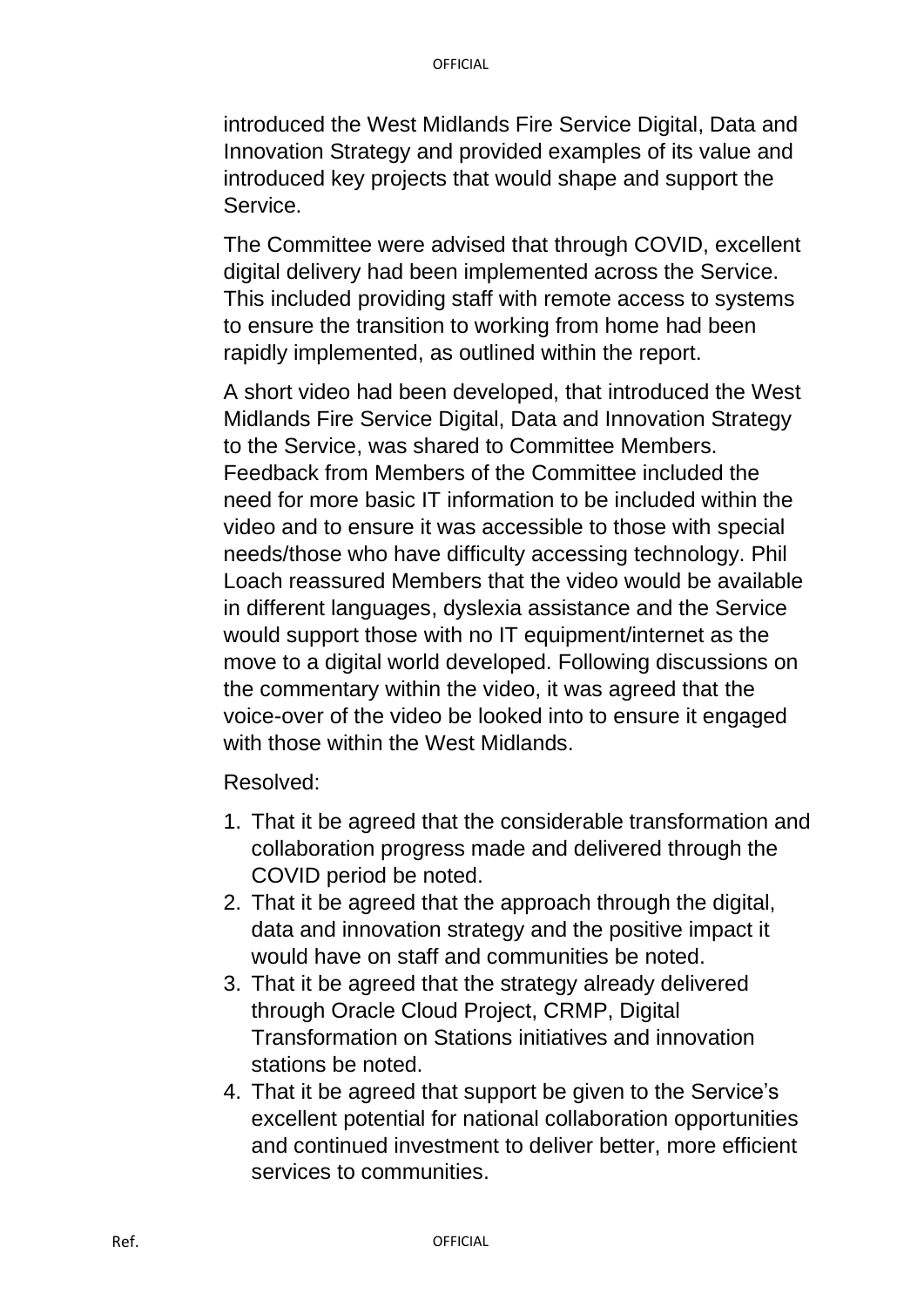introduced the West Midlands Fire Service Digital, Data and Innovation Strategy and provided examples of its value and introduced key projects that would shape and support the Service.

The Committee were advised that through COVID, excellent digital delivery had been implemented across the Service. This included providing staff with remote access to systems to ensure the transition to working from home had been rapidly implemented, as outlined within the report.

A short video had been developed, that introduced the West Midlands Fire Service Digital, Data and Innovation Strategy to the Service, was shared to Committee Members. Feedback from Members of the Committee included the need for more basic IT information to be included within the video and to ensure it was accessible to those with special needs/those who have difficulty accessing technology. Phil Loach reassured Members that the video would be available in different languages, dyslexia assistance and the Service would support those with no IT equipment/internet as the move to a digital world developed. Following discussions on the commentary within the video, it was agreed that the voice-over of the video be looked into to ensure it engaged with those within the West Midlands.

Resolved:

1. That it be agreed that the considerable transformation and collaboration progress made and delivered through the COVID period be noted.
2. That it be agreed that the approach through the digital, data and innovation strategy and the positive impact it would have on staff and communities be noted.
3. That it be agreed that the strategy already delivered through Oracle Cloud Project, CRMP, Digital Transformation on Stations initiatives and innovation stations be noted.
4. That it be agreed that support be given to the Service's excellent potential for national collaboration opportunities and continued investment to deliver better, more efficient services to communities.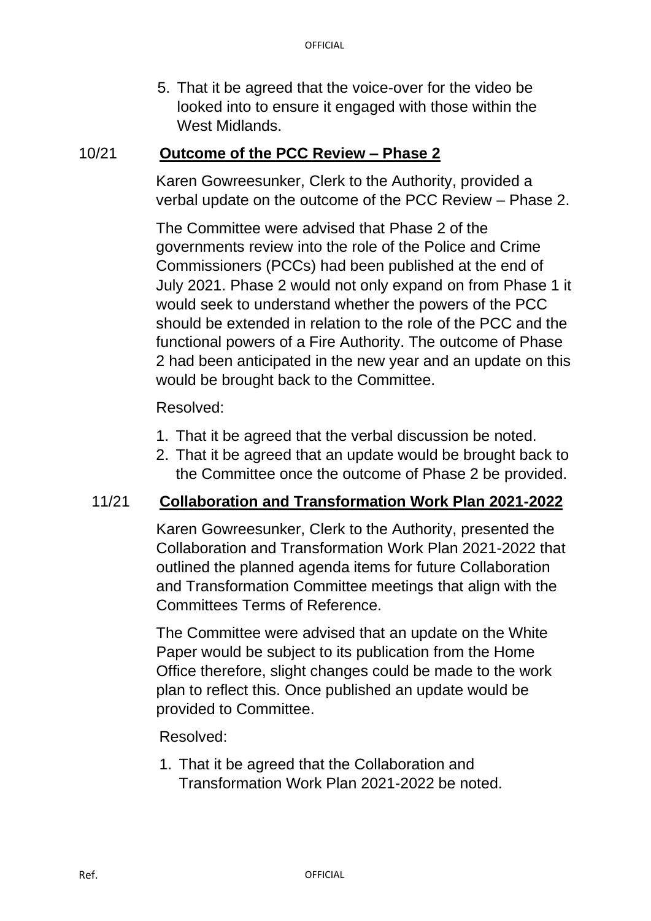5. That it be agreed that the voice-over for the video be looked into to ensure it engaged with those within the West Midlands.

## 10/21 **Outcome of the PCC Review – Phase 2**

Karen Gowreesunker, Clerk to the Authority, provided a verbal update on the outcome of the PCC Review – Phase 2.

The Committee were advised that Phase 2 of the governments review into the role of the Police and Crime Commissioners (PCCs) had been published at the end of July 2021. Phase 2 would not only expand on from Phase 1 it would seek to understand whether the powers of the PCC should be extended in relation to the role of the PCC and the functional powers of a Fire Authority. The outcome of Phase 2 had been anticipated in the new year and an update on this would be brought back to the Committee.

Resolved:

1. That it be agreed that the verbal discussion be noted.
2. That it be agreed that an update would be brought back to the Committee once the outcome of Phase 2 be provided.

## 11/21 **Collaboration and Transformation Work Plan 2021-2022**

Karen Gowreesunker, Clerk to the Authority, presented the Collaboration and Transformation Work Plan 2021-2022 that outlined the planned agenda items for future Collaboration and Transformation Committee meetings that align with the Committees Terms of Reference.

The Committee were advised that an update on the White Paper would be subject to its publication from the Home Office therefore, slight changes could be made to the work plan to reflect this. Once published an update would be provided to Committee.

Resolved:

1. That it be agreed that the Collaboration and Transformation Work Plan 2021-2022 be noted.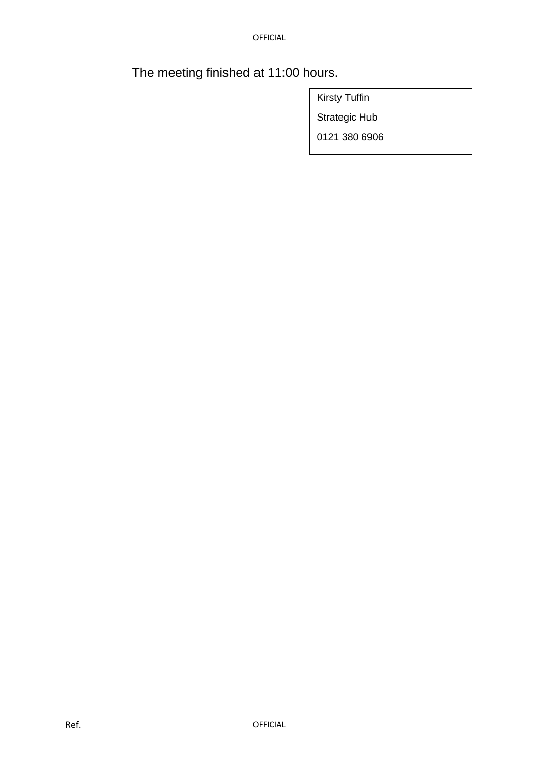The meeting finished at 11:00 hours.

| |
|---|
| Kirsty Tuffin<br>Strategic Hub<br>0121 380 6906 |

Ref.